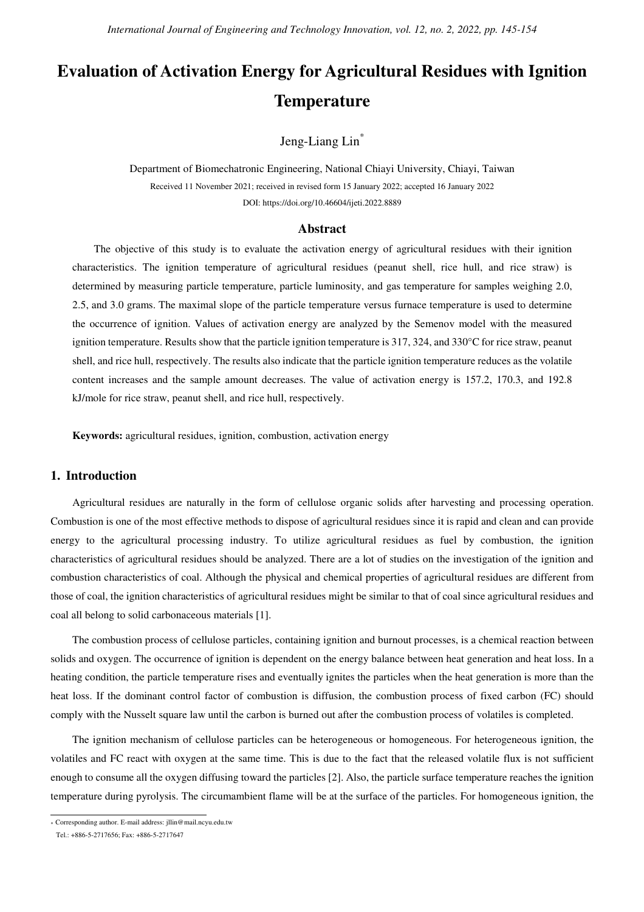# Evaluation of Activation Energy for Agricultural Residues with Ignition Temperature

Jeng-Liang Lin*

Department of Biomechatronic Engineering, National Chiayi University, Chiayi, Taiwan

Received 11 November 2021; received in revised form 15 January 2022; accepted 16 January 2022

DOI: https://doi.org/10.46604/ijeti.2022.8889

## Abstract

The objective of this study is to evaluate the activation energy of agricultural residues with their ignition characteristics. The ignition temperature of agricultural residues (peanut shell, rice hull, and rice straw) is determined by measuring particle temperature, particle luminosity, and gas temperature for samples weighing 2.0, 2.5, and 3.0 grams. The maximal slope of the particle temperature versus furnace temperature is used to determine the occurrence of ignition. Values of activation energy are analyzed by the Semenov model with the measured ignition temperature. Results show that the particle ignition temperature is 317, 324, and 330°C for rice straw, peanut shell, and rice hull, respectively. The results also indicate that the particle ignition temperature reduces as the volatile content increases and the sample amount decreases. The value of activation energy is 157.2, 170.3, and 192.8 kJ/mole for rice straw, peanut shell, and rice hull, respectively.

**Keywords:** agricultural residues, ignition, combustion, activation energy

## 1. Introduction

Agricultural residues are naturally in the form of cellulose organic solids after harvesting and processing operation. Combustion is one of the most effective methods to dispose of agricultural residues since it is rapid and clean and can provide energy to the agricultural processing industry. To utilize agricultural residues as fuel by combustion, the ignition characteristics of agricultural residues should be analyzed. There are a lot of studies on the investigation of the ignition and combustion characteristics of coal. Although the physical and chemical properties of agricultural residues are different from those of coal, the ignition characteristics of agricultural residues might be similar to that of coal since agricultural residues and coal all belong to solid carbonaceous materials [1].

The combustion process of cellulose particles, containing ignition and burnout processes, is a chemical reaction between solids and oxygen. The occurrence of ignition is dependent on the energy balance between heat generation and heat loss. In a heating condition, the particle temperature rises and eventually ignites the particles when the heat generation is more than the heat loss. If the dominant control factor of combustion is diffusion, the combustion process of fixed carbon (FC) should comply with the Nusselt square law until the carbon is burned out after the combustion process of volatiles is completed.

The ignition mechanism of cellulose particles can be heterogeneous or homogeneous. For heterogeneous ignition, the volatiles and FC react with oxygen at the same time. This is due to the fact that the released volatile flux is not sufficient enough to consume all the oxygen diffusing toward the particles [2]. Also, the particle surface temperature reaches the ignition temperature during pyrolysis. The circumambient flame will be at the surface of the particles. For homogeneous ignition, the

* Corresponding author. E-mail address: jllin@mail.ncyu.edu.tw
Tel.: +886-5-2717656; Fax: +886-5-2717647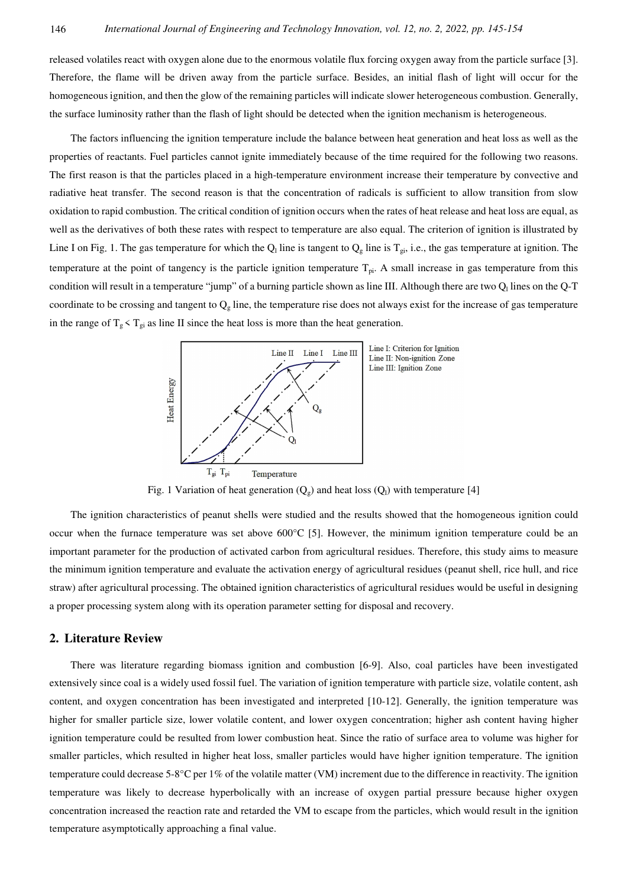released volatiles react with oxygen alone due to the enormous volatile flux forcing oxygen away from the particle surface [3]. Therefore, the flame will be driven away from the particle surface. Besides, an initial flash of light will occur for the homogeneous ignition, and then the glow of the remaining particles will indicate slower heterogeneous combustion. Generally, the surface luminosity rather than the flash of light should be detected when the ignition mechanism is heterogeneous.

The factors influencing the ignition temperature include the balance between heat generation and heat loss as well as the properties of reactants. Fuel particles cannot ignite immediately because of the time required for the following two reasons. The first reason is that the particles placed in a high-temperature environment increase their temperature by convective and radiative heat transfer. The second reason is that the concentration of radicals is sufficient to allow transition from slow oxidation to rapid combustion. The critical condition of ignition occurs when the rates of heat release and heat loss are equal, as well as the derivatives of both these rates with respect to temperature are also equal. The criterion of ignition is illustrated by Line I on Fig. 1. The gas temperature for which the $Q_l$ line is tangent to $Q_g$ line is $T_{gi}$, i.e., the gas temperature at ignition. The temperature at the point of tangency is the particle ignition temperature $T_{pi}$. A small increase in gas temperature from this condition will result in a temperature "jump" of a burning particle shown as line III. Although there are two $Q_l$ lines on the Q-T coordinate to be crossing and tangent to $Q_g$ line, the temperature rise does not always exist for the increase of gas temperature in the range of $T_g < T_{gi}$ as line II since the heat loss is more than the heat generation.

Fig. 1 Variation of heat generation ($Q_g$) and heat loss ($Q_l$) with temperature [4]

The ignition characteristics of peanut shells were studied and the results showed that the homogeneous ignition could occur when the furnace temperature was set above 600°C [5]. However, the minimum ignition temperature could be an important parameter for the production of activated carbon from agricultural residues. Therefore, this study aims to measure the minimum ignition temperature and evaluate the activation energy of agricultural residues (peanut shell, rice hull, and rice straw) after agricultural processing. The obtained ignition characteristics of agricultural residues would be useful in designing a proper processing system along with its operation parameter setting for disposal and recovery.

## 2. Literature Review

There was literature regarding biomass ignition and combustion [6-9]. Also, coal particles have been investigated extensively since coal is a widely used fossil fuel. The variation of ignition temperature with particle size, volatile content, ash content, and oxygen concentration has been investigated and interpreted [10-12]. Generally, the ignition temperature was higher for smaller particle size, lower volatile content, and lower oxygen concentration; higher ash content having higher ignition temperature could be resulted from lower combustion heat. Since the ratio of surface area to volume was higher for smaller particles, which resulted in higher heat loss, smaller particles would have higher ignition temperature. The ignition temperature could decrease 5-8°C per 1% of the volatile matter (VM) increment due to the difference in reactivity. The ignition temperature was likely to decrease hyperbolically with an increase of oxygen partial pressure because higher oxygen concentration increased the reaction rate and retarded the VM to escape from the particles, which would result in the ignition temperature asymptotically approaching a final value.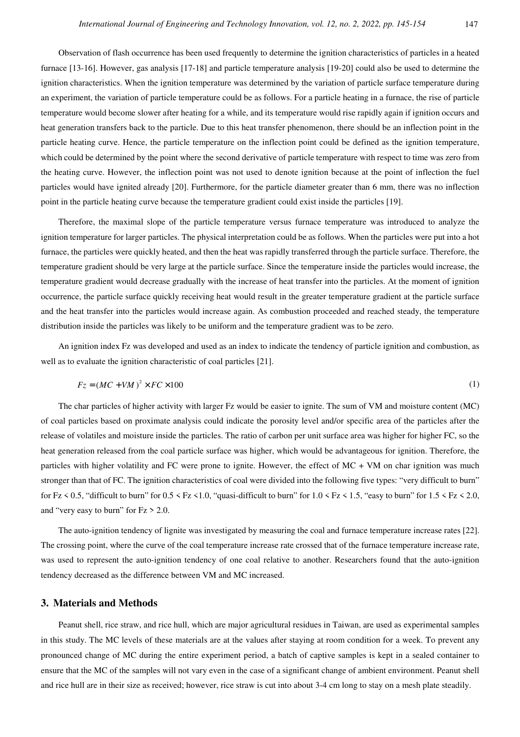Observation of flash occurrence has been used frequently to determine the ignition characteristics of particles in a heated furnace [13-16]. However, gas analysis [17-18] and particle temperature analysis [19-20] could also be used to determine the ignition characteristics. When the ignition temperature was determined by the variation of particle surface temperature during an experiment, the variation of particle temperature could be as follows. For a particle heating in a furnace, the rise of particle temperature would become slower after heating for a while, and its temperature would rise rapidly again if ignition occurs and heat generation transfers back to the particle. Due to this heat transfer phenomenon, there should be an inflection point in the particle heating curve. Hence, the particle temperature on the inflection point could be defined as the ignition temperature, which could be determined by the point where the second derivative of particle temperature with respect to time was zero from the heating curve. However, the inflection point was not used to denote ignition because at the point of inflection the fuel particles would have ignited already [20]. Furthermore, for the particle diameter greater than 6 mm, there was no inflection point in the particle heating curve because the temperature gradient could exist inside the particles [19].

Therefore, the maximal slope of the particle temperature versus furnace temperature was introduced to analyze the ignition temperature for larger particles. The physical interpretation could be as follows. When the particles were put into a hot furnace, the particles were quickly heated, and then the heat was rapidly transferred through the particle surface. Therefore, the temperature gradient should be very large at the particle surface. Since the temperature inside the particles would increase, the temperature gradient would decrease gradually with the increase of heat transfer into the particles. At the moment of ignition occurrence, the particle surface quickly receiving heat would result in the greater temperature gradient at the particle surface and the heat transfer into the particles would increase again. As combustion proceeded and reached steady, the temperature distribution inside the particles was likely to be uniform and the temperature gradient was to be zero.

An ignition index Fz was developed and used as an index to indicate the tendency of particle ignition and combustion, as well as to evaluate the ignition characteristic of coal particles [21].

$$Fz = (MC + VM)^2 \times FC \times 100 \tag{1}$$

The char particles of higher activity with larger Fz would be easier to ignite. The sum of VM and moisture content (MC) of coal particles based on proximate analysis could indicate the porosity level and/or specific area of the particles after the release of volatiles and moisture inside the particles. The ratio of carbon per unit surface area was higher for higher FC, so the heat generation released from the coal particle surface was higher, which would be advantageous for ignition. Therefore, the particles with higher volatility and FC were prone to ignite. However, the effect of MC + VM on char ignition was much stronger than that of FC. The ignition characteristics of coal were divided into the following five types: "very difficult to burn" for $Fz < 0.5$, "difficult to burn" for $0.5 < Fz < 1.0$, "quasi-difficult to burn" for $1.0 < Fz < 1.5$, "easy to burn" for $1.5 < Fz < 2.0$, and "very easy to burn" for $Fz > 2.0$.

The auto-ignition tendency of lignite was investigated by measuring the coal and furnace temperature increase rates [22]. The crossing point, where the curve of the coal temperature increase rate crossed that of the furnace temperature increase rate, was used to represent the auto-ignition tendency of one coal relative to another. Researchers found that the auto-ignition tendency decreased as the difference between VM and MC increased.

## 3. Materials and Methods

Peanut shell, rice straw, and rice hull, which are major agricultural residues in Taiwan, are used as experimental samples in this study. The MC levels of these materials are at the values after staying at room condition for a week. To prevent any pronounced change of MC during the entire experiment period, a batch of captive samples is kept in a sealed container to ensure that the MC of the samples will not vary even in the case of a significant change of ambient environment. Peanut shell and rice hull are in their size as received; however, rice straw is cut into about 3-4 cm long to stay on a mesh plate steadily.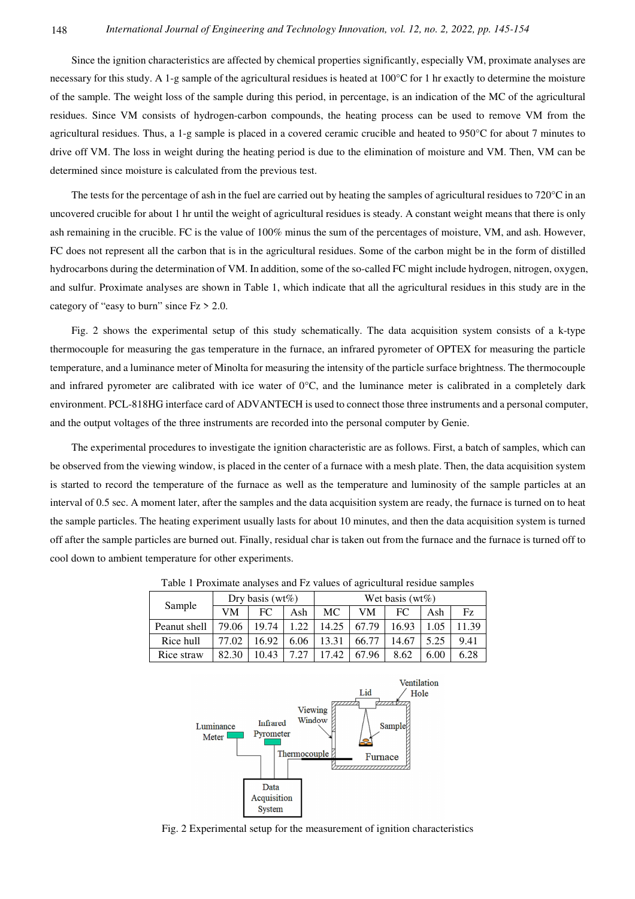Since the ignition characteristics are affected by chemical properties significantly, especially VM, proximate analyses are necessary for this study. A 1-g sample of the agricultural residues is heated at 100°C for 1 hr exactly to determine the moisture of the sample. The weight loss of the sample during this period, in percentage, is an indication of the MC of the agricultural residues. Since VM consists of hydrogen-carbon compounds, the heating process can be used to remove VM from the agricultural residues. Thus, a 1-g sample is placed in a covered ceramic crucible and heated to 950°C for about 7 minutes to drive off VM. The loss in weight during the heating period is due to the elimination of moisture and VM. Then, VM can be determined since moisture is calculated from the previous test.

The tests for the percentage of ash in the fuel are carried out by heating the samples of agricultural residues to 720°C in an uncovered crucible for about 1 hr until the weight of agricultural residues is steady. A constant weight means that there is only ash remaining in the crucible. FC is the value of 100% minus the sum of the percentages of moisture, VM, and ash. However, FC does not represent all the carbon that is in the agricultural residues. Some of the carbon might be in the form of distilled hydrocarbons during the determination of VM. In addition, some of the so-called FC might include hydrogen, nitrogen, oxygen, and sulfur. Proximate analyses are shown in Table 1, which indicate that all the agricultural residues in this study are in the category of "easy to burn" since $Fz > 2.0$.

Fig. 2 shows the experimental setup of this study schematically. The data acquisition system consists of a k-type thermocouple for measuring the gas temperature in the furnace, an infrared pyrometer of OPTEX for measuring the particle temperature, and a luminance meter of Minolta for measuring the intensity of the particle surface brightness. The thermocouple and infrared pyrometer are calibrated with ice water of 0°C, and the luminance meter is calibrated in a completely dark environment. PCL-818HG interface card of ADVANTECH is used to connect those three instruments and a personal computer, and the output voltages of the three instruments are recorded into the personal computer by Genie.

The experimental procedures to investigate the ignition characteristic are as follows. First, a batch of samples, which can be observed from the viewing window, is placed in the center of a furnace with a mesh plate. Then, the data acquisition system is started to record the temperature of the furnace as well as the temperature and luminosity of the sample particles at an interval of 0.5 sec. A moment later, after the samples and the data acquisition system are ready, the furnace is turned on to heat the sample particles. The heating experiment usually lasts for about 10 minutes, and then the data acquisition system is turned off after the sample particles are burned out. Finally, residual char is taken out from the furnace and the furnace is turned off to cool down to ambient temperature for other experiments.

Table 1 Proximate analyses and Fz values of agricultural residue samples

| Sample | Dry basis (wt%) | | | Wet basis (wt%) | | | | |
|---|---|---|---|---|---|---|---|---|
| | VM | FC | Ash | MC | VM | FC | Ash | Fz |
| Peanut shell | 79.06 | 19.74 | 1.22 | 14.25 | 67.79 | 16.93 | 1.05 | 11.39 |
| Rice hull | 77.02 | 16.92 | 6.06 | 13.31 | 66.77 | 14.67 | 5.25 | 9.41 |
| Rice straw | 82.30 | 10.43 | 7.27 | 17.42 | 67.96 | 8.62 | 6.00 | 6.28 |

Fig. 2 Experimental setup for the measurement of ignition characteristics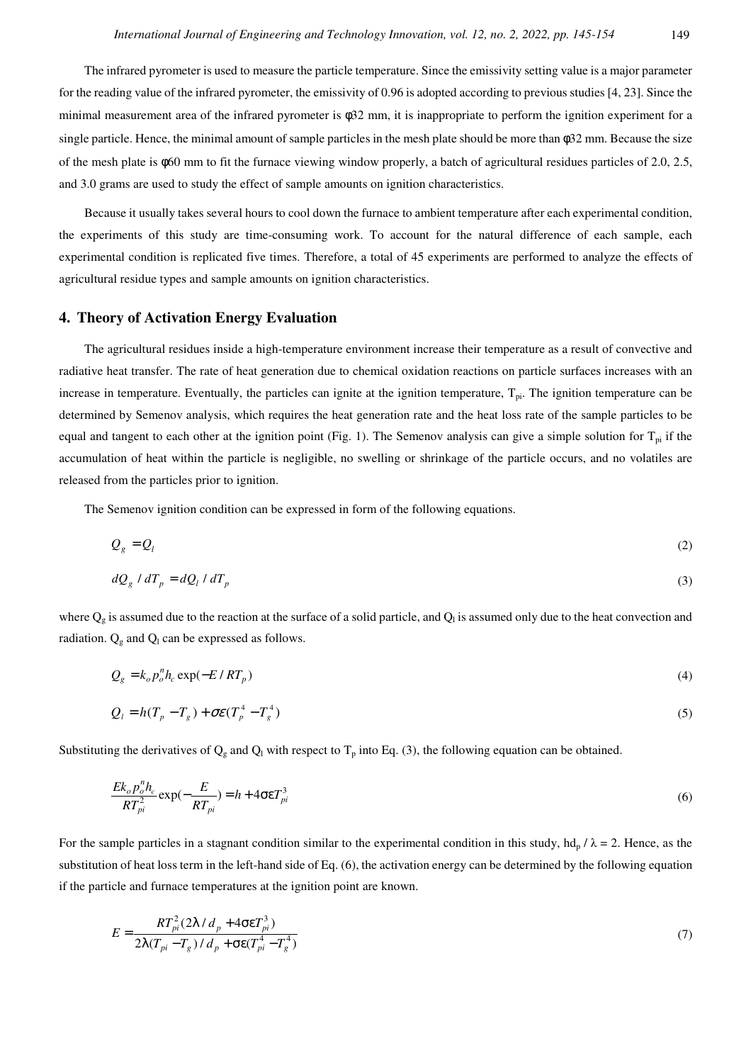The infrared pyrometer is used to measure the particle temperature. Since the emissivity setting value is a major parameter for the reading value of the infrared pyrometer, the emissivity of 0.96 is adopted according to previous studies [4, 23]. Since the minimal measurement area of the infrared pyrometer is φ32 mm, it is inappropriate to perform the ignition experiment for a single particle. Hence, the minimal amount of sample particles in the mesh plate should be more than φ32 mm. Because the size of the mesh plate is φ60 mm to fit the furnace viewing window properly, a batch of agricultural residues particles of 2.0, 2.5, and 3.0 grams are used to study the effect of sample amounts on ignition characteristics.

Because it usually takes several hours to cool down the furnace to ambient temperature after each experimental condition, the experiments of this study are time-consuming work. To account for the natural difference of each sample, each experimental condition is replicated five times. Therefore, a total of 45 experiments are performed to analyze the effects of agricultural residue types and sample amounts on ignition characteristics.

## 4. Theory of Activation Energy Evaluation

The agricultural residues inside a high-temperature environment increase their temperature as a result of convective and radiative heat transfer. The rate of heat generation due to chemical oxidation reactions on particle surfaces increases with an increase in temperature. Eventually, the particles can ignite at the ignition temperature, $T_{pi}$. The ignition temperature can be determined by Semenov analysis, which requires the heat generation rate and the heat loss rate of the sample particles to be equal and tangent to each other at the ignition point (Fig. 1). The Semenov analysis can give a simple solution for $T_{pi}$ if the accumulation of heat within the particle is negligible, no swelling or shrinkage of the particle occurs, and no volatiles are released from the particles prior to ignition.

The Semenov ignition condition can be expressed in form of the following equations.

$$Q_g = Q_l \tag{2}$$

$$dQ_g / dT_p = dQ_l / dT_p \tag{3}$$

where $Q_g$ is assumed due to the reaction at the surface of a solid particle, and $Q_l$ is assumed only due to the heat convection and radiation. $Q_g$ and $Q_l$ can be expressed as follows.

$$Q_g = k_o p_o^n h_c \exp(-E / RT_p) \tag{4}$$

$$Q_l = h(T_p - T_g) + \sigma\varepsilon(T_p^4 - T_g^4) \tag{5}$$

Substituting the derivatives of $Q_g$ and $Q_l$ with respect to $T_p$ into Eq. (3), the following equation can be obtained.

$$\frac{E k_o p_o^n h_c}{RT_{pi}^2} \exp\left(-\frac{E}{RT_{pi}}\right) = h + 4\sigma\varepsilon T_{pi}^3 \tag{6}$$

For the sample particles in a stagnant condition similar to the experimental condition in this study, $hd_p / \lambda = 2$. Hence, as the substitution of heat loss term in the left-hand side of Eq. (6), the activation energy can be determined by the following equation if the particle and furnace temperatures at the ignition point are known.

$$E = \frac{RT_{pi}^2 (2\lambda / d_p + 4\sigma\varepsilon T_{pi}^3)}{2\lambda (T_{pi} - T_g) / d_p + \sigma\varepsilon (T_{pi}^4 - T_g^4)} \tag{7}$$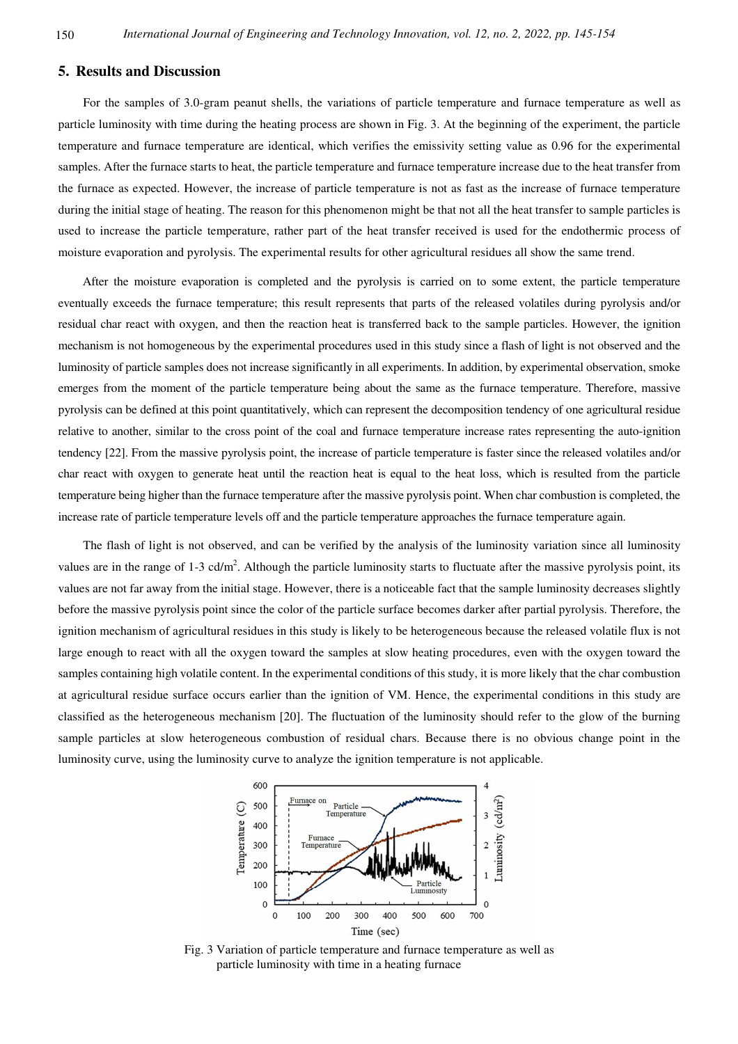## 5. Results and Discussion

For the samples of 3.0-gram peanut shells, the variations of particle temperature and furnace temperature as well as particle luminosity with time during the heating process are shown in Fig. 3. At the beginning of the experiment, the particle temperature and furnace temperature are identical, which verifies the emissivity setting value as 0.96 for the experimental samples. After the furnace starts to heat, the particle temperature and furnace temperature increase due to the heat transfer from the furnace as expected. However, the increase of particle temperature is not as fast as the increase of furnace temperature during the initial stage of heating. The reason for this phenomenon might be that not all the heat transfer to sample particles is used to increase the particle temperature, rather part of the heat transfer received is used for the endothermic process of moisture evaporation and pyrolysis. The experimental results for other agricultural residues all show the same trend.

After the moisture evaporation is completed and the pyrolysis is carried on to some extent, the particle temperature eventually exceeds the furnace temperature; this result represents that parts of the released volatiles during pyrolysis and/or residual char react with oxygen, and then the reaction heat is transferred back to the sample particles. However, the ignition mechanism is not homogeneous by the experimental procedures used in this study since a flash of light is not observed and the luminosity of particle samples does not increase significantly in all experiments. In addition, by experimental observation, smoke emerges from the moment of the particle temperature being about the same as the furnace temperature. Therefore, massive pyrolysis can be defined at this point quantitatively, which can represent the decomposition tendency of one agricultural residue relative to another, similar to the cross point of the coal and furnace temperature increase rates representing the auto-ignition tendency [22]. From the massive pyrolysis point, the increase of particle temperature is faster since the released volatiles and/or char react with oxygen to generate heat until the reaction heat is equal to the heat loss, which is resulted from the particle temperature being higher than the furnace temperature after the massive pyrolysis point. When char combustion is completed, the increase rate of particle temperature levels off and the particle temperature approaches the furnace temperature again.

The flash of light is not observed, and can be verified by the analysis of the luminosity variation since all luminosity values are in the range of 1-3 cd/m$^2$. Although the particle luminosity starts to fluctuate after the massive pyrolysis point, its values are not far away from the initial stage. However, there is a noticeable fact that the sample luminosity decreases slightly before the massive pyrolysis point since the color of the particle surface becomes darker after partial pyrolysis. Therefore, the ignition mechanism of agricultural residues in this study is likely to be heterogeneous because the released volatile flux is not large enough to react with all the oxygen toward the samples at slow heating procedures, even with the oxygen toward the samples containing high volatile content. In the experimental conditions of this study, it is more likely that the char combustion at agricultural residue surface occurs earlier than the ignition of VM. Hence, the experimental conditions in this study are classified as the heterogeneous mechanism [20]. The fluctuation of the luminosity should refer to the glow of the burning sample particles at slow heterogeneous combustion of residual chars. Because there is no obvious change point in the luminosity curve, using the luminosity curve to analyze the ignition temperature is not applicable.

Fig. 3 Variation of particle temperature and furnace temperature as well as particle luminosity with time in a heating furnace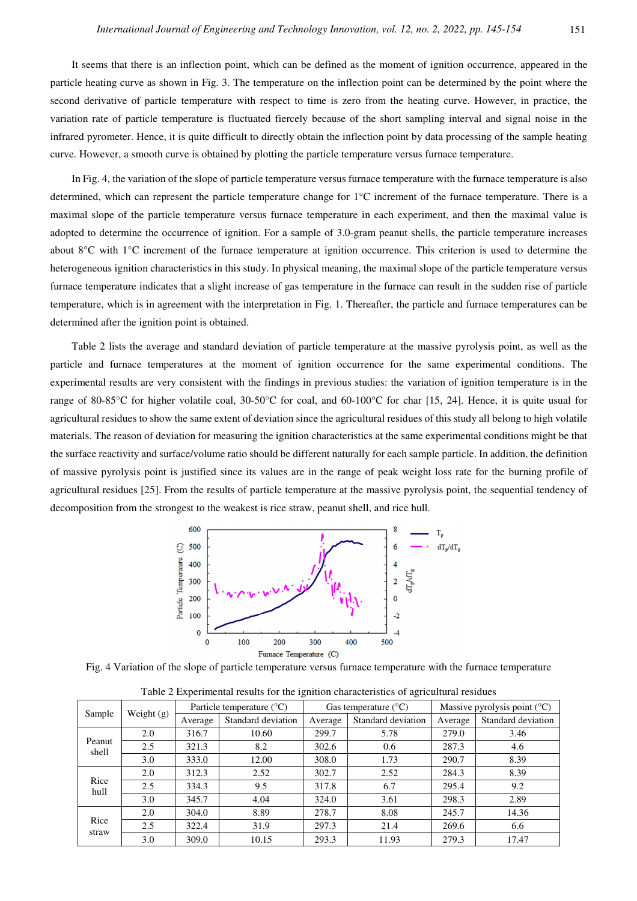It seems that there is an inflection point, which can be defined as the moment of ignition occurrence, appeared in the particle heating curve as shown in Fig. 3. The temperature on the inflection point can be determined by the point where the second derivative of particle temperature with respect to time is zero from the heating curve. However, in practice, the variation rate of particle temperature is fluctuated fiercely because of the short sampling interval and signal noise in the infrared pyrometer. Hence, it is quite difficult to directly obtain the inflection point by data processing of the sample heating curve. However, a smooth curve is obtained by plotting the particle temperature versus furnace temperature.

In Fig. 4, the variation of the slope of particle temperature versus furnace temperature with the furnace temperature is also determined, which can represent the particle temperature change for 1°C increment of the furnace temperature. There is a maximal slope of the particle temperature versus furnace temperature in each experiment, and then the maximal value is adopted to determine the occurrence of ignition. For a sample of 3.0-gram peanut shells, the particle temperature increases about 8°C with 1°C increment of the furnace temperature at ignition occurrence. This criterion is used to determine the heterogeneous ignition characteristics in this study. In physical meaning, the maximal slope of the particle temperature versus furnace temperature indicates that a slight increase of gas temperature in the furnace can result in the sudden rise of particle temperature, which is in agreement with the interpretation in Fig. 1. Thereafter, the particle and furnace temperatures can be determined after the ignition point is obtained.

Table 2 lists the average and standard deviation of particle temperature at the massive pyrolysis point, as well as the particle and furnace temperatures at the moment of ignition occurrence for the same experimental conditions. The experimental results are very consistent with the findings in previous studies: the variation of ignition temperature is in the range of 80-85°C for higher volatile coal, 30-50°C for coal, and 60-100°C for char [15, 24]. Hence, it is quite usual for agricultural residues to show the same extent of deviation since the agricultural residues of this study all belong to high volatile materials. The reason of deviation for measuring the ignition characteristics at the same experimental conditions might be that the surface reactivity and surface/volume ratio should be different naturally for each sample particle. In addition, the definition of massive pyrolysis point is justified since its values are in the range of peak weight loss rate for the burning profile of agricultural residues [25]. From the results of particle temperature at the massive pyrolysis point, the sequential tendency of decomposition from the strongest to the weakest is rice straw, peanut shell, and rice hull.

Fig. 4 Variation of the slope of particle temperature versus furnace temperature with the furnace temperature

Table 2 Experimental results for the ignition characteristics of agricultural residues

| Sample | Weight (g) | Particle temperature (°C) | | Gas temperature (°C) | | Massive pyrolysis point (°C) | |
|---|---|---|---|---|---|---|---|
| | | Average | Standard deviation | Average | Standard deviation | Average | Standard deviation |
| Peanut shell | 2.0 | 316.7 | 10.60 | 299.7 | 5.78 | 279.0 | 3.46 |
| | 2.5 | 321.3 | 8.2 | 302.6 | 0.6 | 287.3 | 4.6 |
| | 3.0 | 333.0 | 12.00 | 308.0 | 1.73 | 290.7 | 8.39 |
| Rice hull | 2.0 | 312.3 | 2.52 | 302.7 | 2.52 | 284.3 | 8.39 |
| | 2.5 | 334.3 | 9.5 | 317.8 | 6.7 | 295.4 | 9.2 |
| | 3.0 | 345.7 | 4.04 | 324.0 | 3.61 | 298.3 | 2.89 |
| Rice straw | 2.0 | 304.0 | 8.89 | 278.7 | 8.08 | 245.7 | 14.36 |
| | 2.5 | 322.4 | 31.9 | 297.3 | 21.4 | 269.6 | 6.6 |
| | 3.0 | 309.0 | 10.15 | 293.3 | 11.93 | 279.3 | 17.47 |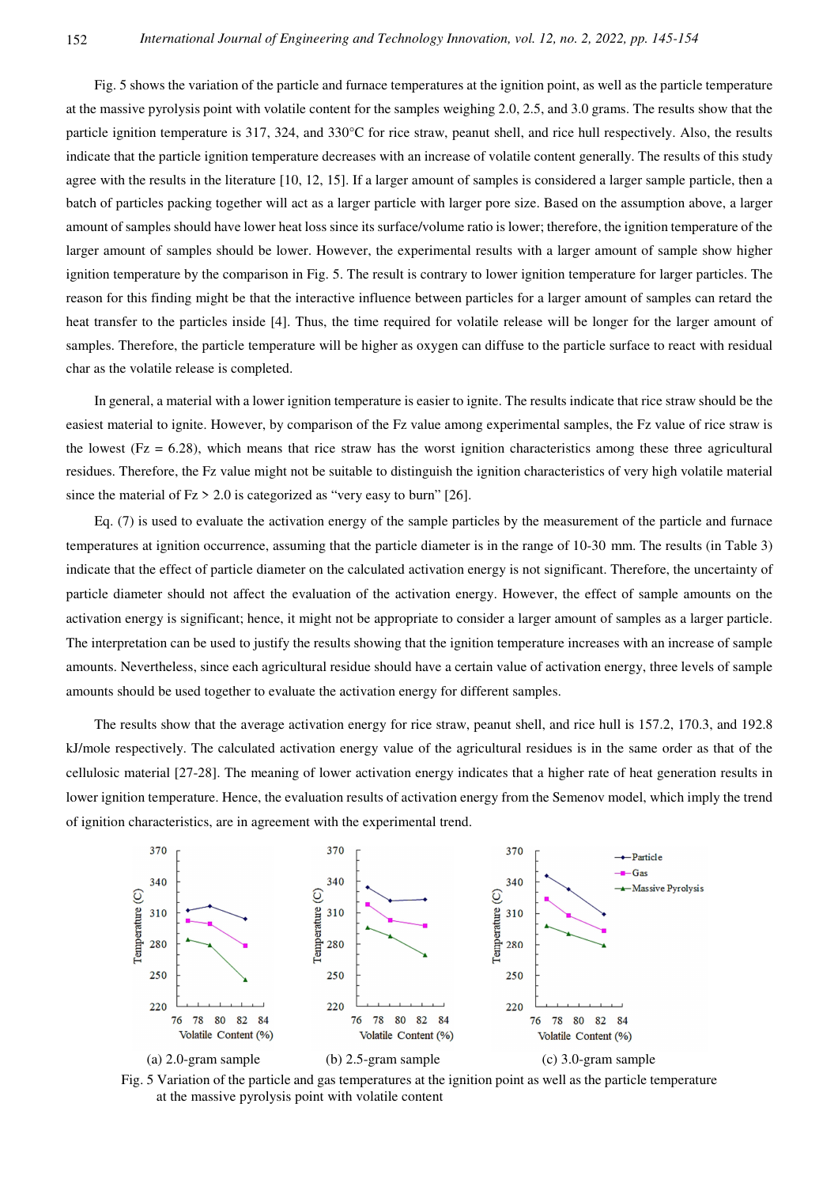Fig. 5 shows the variation of the particle and furnace temperatures at the ignition point, as well as the particle temperature at the massive pyrolysis point with volatile content for the samples weighing 2.0, 2.5, and 3.0 grams. The results show that the particle ignition temperature is 317, 324, and 330°C for rice straw, peanut shell, and rice hull respectively. Also, the results indicate that the particle ignition temperature decreases with an increase of volatile content generally. The results of this study agree with the results in the literature [10, 12, 15]. If a larger amount of samples is considered a larger sample particle, then a batch of particles packing together will act as a larger particle with larger pore size. Based on the assumption above, a larger amount of samples should have lower heat loss since its surface/volume ratio is lower; therefore, the ignition temperature of the larger amount of samples should be lower. However, the experimental results with a larger amount of sample show higher ignition temperature by the comparison in Fig. 5. The result is contrary to lower ignition temperature for larger particles. The reason for this finding might be that the interactive influence between particles for a larger amount of samples can retard the heat transfer to the particles inside [4]. Thus, the time required for volatile release will be longer for the larger amount of samples. Therefore, the particle temperature will be higher as oxygen can diffuse to the particle surface to react with residual char as the volatile release is completed.

In general, a material with a lower ignition temperature is easier to ignite. The results indicate that rice straw should be the easiest material to ignite. However, by comparison of the Fz value among experimental samples, the Fz value of rice straw is the lowest (Fz = 6.28), which means that rice straw has the worst ignition characteristics among these three agricultural residues. Therefore, the Fz value might not be suitable to distinguish the ignition characteristics of very high volatile material since the material of Fz > 2.0 is categorized as "very easy to burn" [26].

Eq. (7) is used to evaluate the activation energy of the sample particles by the measurement of the particle and furnace temperatures at ignition occurrence, assuming that the particle diameter is in the range of 10-30 mm. The results (in Table 3) indicate that the effect of particle diameter on the calculated activation energy is not significant. Therefore, the uncertainty of particle diameter should not affect the evaluation of the activation energy. However, the effect of sample amounts on the activation energy is significant; hence, it might not be appropriate to consider a larger amount of samples as a larger particle. The interpretation can be used to justify the results showing that the ignition temperature increases with an increase of sample amounts. Nevertheless, since each agricultural residue should have a certain value of activation energy, three levels of sample amounts should be used together to evaluate the activation energy for different samples.

The results show that the average activation energy for rice straw, peanut shell, and rice hull is 157.2, 170.3, and 192.8 kJ/mole respectively. The calculated activation energy value of the agricultural residues is in the same order as that of the cellulosic material [27-28]. The meaning of lower activation energy indicates that a higher rate of heat generation results in lower ignition temperature. Hence, the evaluation results of activation energy from the Semenov model, which imply the trend of ignition characteristics, are in agreement with the experimental trend.

(a) 2.0-gram sample (b) 2.5-gram sample (c) 3.0-gram sample

Fig. 5 Variation of the particle and gas temperatures at the ignition point as well as the particle temperature at the massive pyrolysis point with volatile content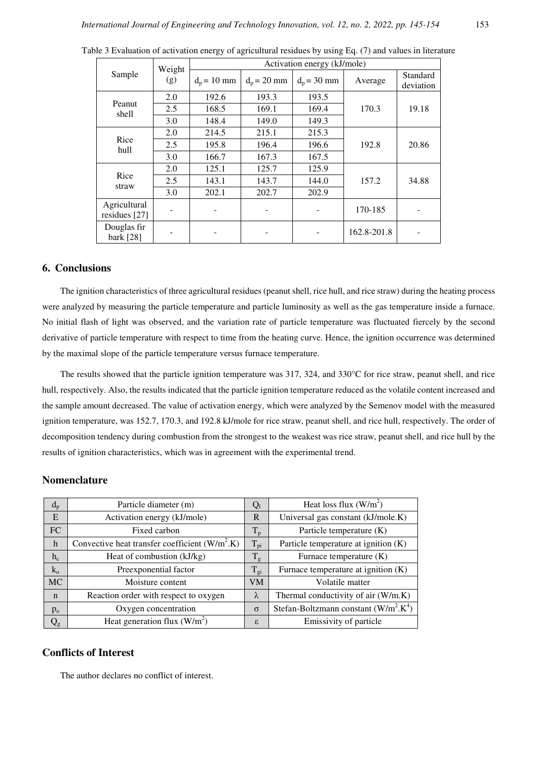Table 3 Evaluation of activation energy of agricultural residues by using Eq. (7) and values in literature

| Sample | Weight (g) | Activation energy (kJ/mole) | | | | |
|---|---|---|---|---|---|---|
| | | $d_p$ = 10 mm | $d_p$ = 20 mm | $d_p$ = 30 mm | Average | Standard deviation |
| Peanut shell | 2.0 | 192.6 | 193.3 | 193.5 | 170.3 | 19.18 |
| | 2.5 | 168.5 | 169.1 | 169.4 | | |
| | 3.0 | 148.4 | 149.0 | 149.3 | | |
| Rice hull | 2.0 | 214.5 | 215.1 | 215.3 | 192.8 | 20.86 |
| | 2.5 | 195.8 | 196.4 | 196.6 | | |
| | 3.0 | 166.7 | 167.3 | 167.5 | | |
| Rice straw | 2.0 | 125.1 | 125.7 | 125.9 | 157.2 | 34.88 |
| | 2.5 | 143.1 | 143.7 | 144.0 | | |
| | 3.0 | 202.1 | 202.7 | 202.9 | | |
| Agricultural residues [27] | - | - | - | - | 170-185 | - |
| Douglas fir bark [28] | - | - | - | - | 162.8-201.8 | - |

## 6. Conclusions

The ignition characteristics of three agricultural residues (peanut shell, rice hull, and rice straw) during the heating process were analyzed by measuring the particle temperature and particle luminosity as well as the gas temperature inside a furnace. No initial flash of light was observed, and the variation rate of particle temperature was fluctuated fiercely by the second derivative of particle temperature with respect to time from the heating curve. Hence, the ignition occurrence was determined by the maximal slope of the particle temperature versus furnace temperature.

The results showed that the particle ignition temperature was 317, 324, and 330°C for rice straw, peanut shell, and rice hull, respectively. Also, the results indicated that the particle ignition temperature reduced as the volatile content increased and the sample amount decreased. The value of activation energy, which were analyzed by the Semenov model with the measured ignition temperature, was 152.7, 170.3, and 192.8 kJ/mole for rice straw, peanut shell, and rice hull, respectively. The order of decomposition tendency during combustion from the strongest to the weakest was rice straw, peanut shell, and rice hull by the results of ignition characteristics, which was in agreement with the experimental trend.

## Nomenclature

| | | | |
|---|---|---|---|
| $d_p$ | Particle diameter (m) | $Q_l$ | Heat loss flux (W/m$^2$) |
| E | Activation energy (kJ/mole) | R | Universal gas constant (kJ/mole.K) |
| FC | Fixed carbon | $T_p$ | Particle temperature (K) |
| h | Convective heat transfer coefficient (W/m$^2$.K) | $T_{pi}$ | Particle temperature at ignition (K) |
| $h_c$ | Heat of combustion (kJ/kg) | $T_g$ | Furnace temperature (K) |
| $k_o$ | Preexponential factor | $T_{gi}$ | Furnace temperature at ignition (K) |
| MC | Moisture content | VM | Volatile matter |
| n | Reaction order with respect to oxygen | $\lambda$ | Thermal conductivity of air (W/m.K) |
| $p_o$ | Oxygen concentration | $\sigma$ | Stefan-Boltzmann constant (W/m$^2$.K$^4$) |
| $Q_g$ | Heat generation flux (W/m$^2$) | $\varepsilon$ | Emissivity of particle |

## Conflicts of Interest

The author declares no conflict of interest.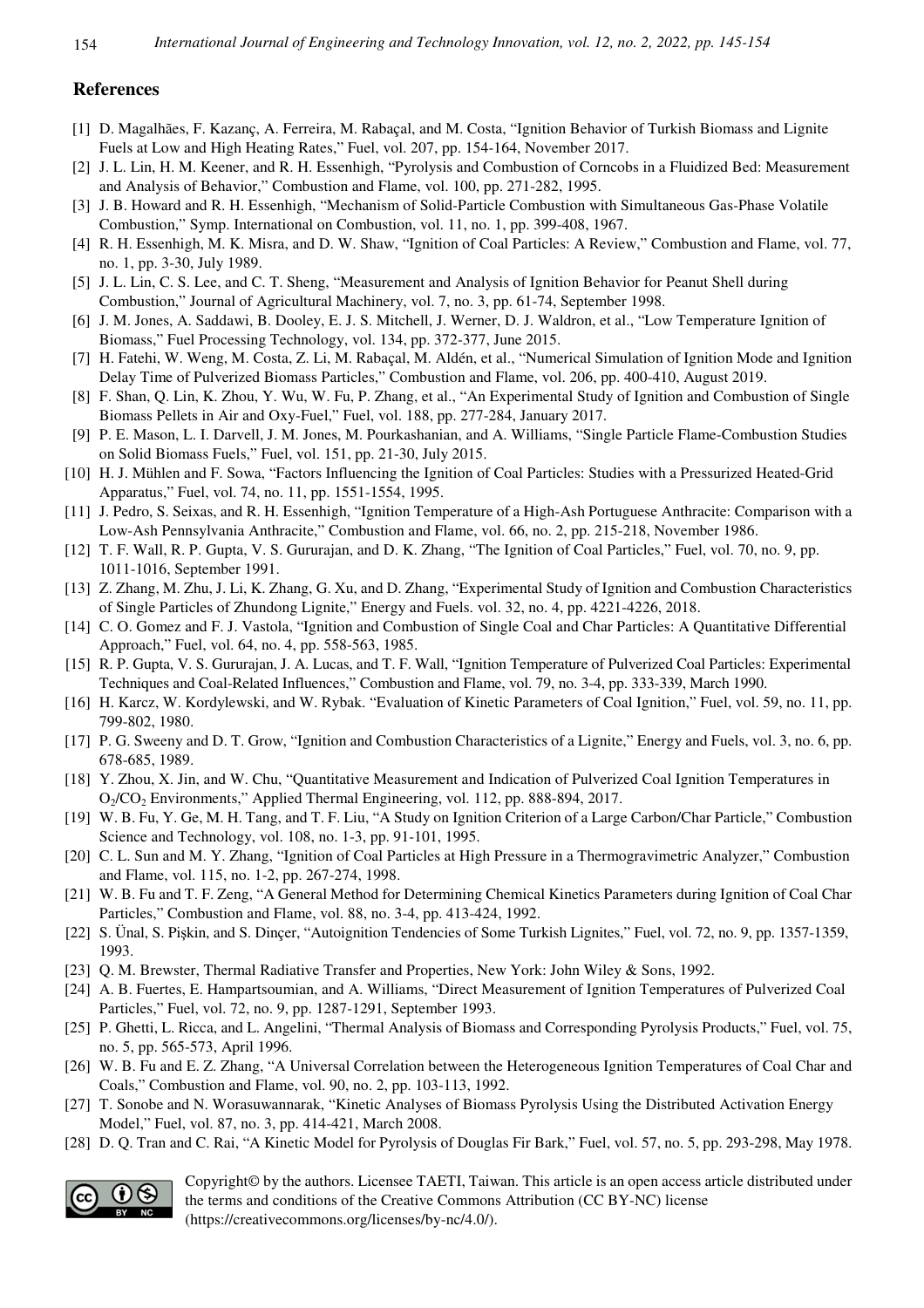## References

[1] D. Magalhães, F. Kazanç, A. Ferreira, M. Rabaçal, and M. Costa, "Ignition Behavior of Turkish Biomass and Lignite Fuels at Low and High Heating Rates," Fuel, vol. 207, pp. 154-164, November 2017.

[2] J. L. Lin, H. M. Keener, and R. H. Essenhigh, "Pyrolysis and Combustion of Corncobs in a Fluidized Bed: Measurement and Analysis of Behavior," Combustion and Flame, vol. 100, pp. 271-282, 1995.

[3] J. B. Howard and R. H. Essenhigh, "Mechanism of Solid-Particle Combustion with Simultaneous Gas-Phase Volatile Combustion," Symp. International on Combustion, vol. 11, no. 1, pp. 399-408, 1967.

[4] R. H. Essenhigh, M. K. Misra, and D. W. Shaw, "Ignition of Coal Particles: A Review," Combustion and Flame, vol. 77, no. 1, pp. 3-30, July 1989.

[5] J. L. Lin, C. S. Lee, and C. T. Sheng, "Measurement and Analysis of Ignition Behavior for Peanut Shell during Combustion," Journal of Agricultural Machinery, vol. 7, no. 3, pp. 61-74, September 1998.

[6] J. M. Jones, A. Saddawi, B. Dooley, E. J. S. Mitchell, J. Werner, D. J. Waldron, et al., "Low Temperature Ignition of Biomass," Fuel Processing Technology, vol. 134, pp. 372-377, June 2015.

[7] H. Fatehi, W. Weng, M. Costa, Z. Li, M. Rabaçal, M. Aldén, et al., "Numerical Simulation of Ignition Mode and Ignition Delay Time of Pulverized Biomass Particles," Combustion and Flame, vol. 206, pp. 400-410, August 2019.

[8] F. Shan, Q. Lin, K. Zhou, Y. Wu, W. Fu, P. Zhang, et al., "An Experimental Study of Ignition and Combustion of Single Biomass Pellets in Air and Oxy-Fuel," Fuel, vol. 188, pp. 277-284, January 2017.

[9] P. E. Mason, L. I. Darvell, J. M. Jones, M. Pourkashanian, and A. Williams, "Single Particle Flame-Combustion Studies on Solid Biomass Fuels," Fuel, vol. 151, pp. 21-30, July 2015.

[10] H. J. Mühlen and F. Sowa, "Factors Influencing the Ignition of Coal Particles: Studies with a Pressurized Heated-Grid Apparatus," Fuel, vol. 74, no. 11, pp. 1551-1554, 1995.

[11] J. Pedro, S. Seixas, and R. H. Essenhigh, "Ignition Temperature of a High-Ash Portuguese Anthracite: Comparison with a Low-Ash Pennsylvania Anthracite," Combustion and Flame, vol. 66, no. 2, pp. 215-218, November 1986.

[12] T. F. Wall, R. P. Gupta, V. S. Gururajan, and D. K. Zhang, "The Ignition of Coal Particles," Fuel, vol. 70, no. 9, pp. 1011-1016, September 1991.

[13] Z. Zhang, M. Zhu, J. Li, K. Zhang, G. Xu, and D. Zhang, "Experimental Study of Ignition and Combustion Characteristics of Single Particles of Zhundong Lignite," Energy and Fuels. vol. 32, no. 4, pp. 4221-4226, 2018.

[14] C. O. Gomez and F. J. Vastola, "Ignition and Combustion of Single Coal and Char Particles: A Quantitative Differential Approach," Fuel, vol. 64, no. 4, pp. 558-563, 1985.

[15] R. P. Gupta, V. S. Gururajan, J. A. Lucas, and T. F. Wall, "Ignition Temperature of Pulverized Coal Particles: Experimental Techniques and Coal-Related Influences," Combustion and Flame, vol. 79, no. 3-4, pp. 333-339, March 1990.

[16] H. Karcz, W. Kordylewski, and W. Rybak. "Evaluation of Kinetic Parameters of Coal Ignition," Fuel, vol. 59, no. 11, pp. 799-802, 1980.

[17] P. G. Sweeny and D. T. Grow, "Ignition and Combustion Characteristics of a Lignite," Energy and Fuels, vol. 3, no. 6, pp. 678-685, 1989.

[18] Y. Zhou, X. Jin, and W. Chu, "Quantitative Measurement and Indication of Pulverized Coal Ignition Temperatures in $O_2/CO_2$ Environments," Applied Thermal Engineering, vol. 112, pp. 888-894, 2017.

[19] W. B. Fu, Y. Ge, M. H. Tang, and T. F. Liu, "A Study on Ignition Criterion of a Large Carbon/Char Particle," Combustion Science and Technology, vol. 108, no. 1-3, pp. 91-101, 1995.

[20] C. L. Sun and M. Y. Zhang, "Ignition of Coal Particles at High Pressure in a Thermogravimetric Analyzer," Combustion and Flame, vol. 115, no. 1-2, pp. 267-274, 1998.

[21] W. B. Fu and T. F. Zeng, "A General Method for Determining Chemical Kinetics Parameters during Ignition of Coal Char Particles," Combustion and Flame, vol. 88, no. 3-4, pp. 413-424, 1992.

[22] S. Ünal, S. Pişkin, and S. Dinçer, "Autoignition Tendencies of Some Turkish Lignites," Fuel, vol. 72, no. 9, pp. 1357-1359, 1993.

[23] Q. M. Brewster, Thermal Radiative Transfer and Properties, New York: John Wiley & Sons, 1992.

[24] A. B. Fuertes, E. Hampartsoumian, and A. Williams, "Direct Measurement of Ignition Temperatures of Pulverized Coal Particles," Fuel, vol. 72, no. 9, pp. 1287-1291, September 1993.

[25] P. Ghetti, L. Ricca, and L. Angelini, "Thermal Analysis of Biomass and Corresponding Pyrolysis Products," Fuel, vol. 75, no. 5, pp. 565-573, April 1996.

[26] W. B. Fu and E. Z. Zhang, "A Universal Correlation between the Heterogeneous Ignition Temperatures of Coal Char and Coals," Combustion and Flame, vol. 90, no. 2, pp. 103-113, 1992.

[27] T. Sonobe and N. Worasuwannarak, "Kinetic Analyses of Biomass Pyrolysis Using the Distributed Activation Energy Model," Fuel, vol. 87, no. 3, pp. 414-421, March 2008.

[28] D. Q. Tran and C. Rai, "A Kinetic Model for Pyrolysis of Douglas Fir Bark," Fuel, vol. 57, no. 5, pp. 293-298, May 1978.

Copyright© by the authors. Licensee TAETI, Taiwan. This article is an open access article distributed under the terms and conditions of the Creative Commons Attribution (CC BY-NC) license (https://creativecommons.org/licenses/by-nc/4.0/).